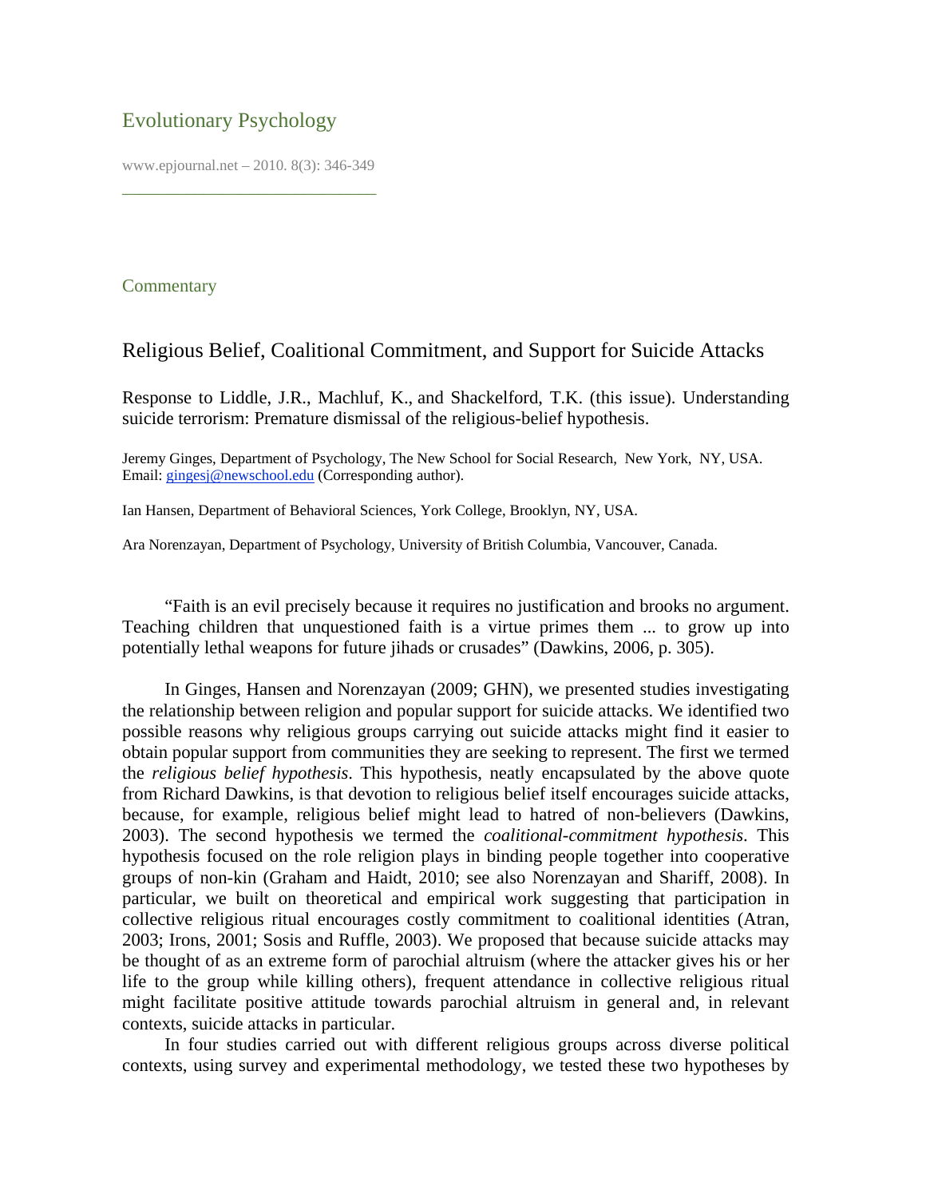Evolutionary Psychology

Commentary

# Religious Belief, Coalitional Commitment, and Support for Suicide Attacks

Response to Liddle, J.R., Machluf, K., and Shackelford, T.K. (this issue). Understanding suicide terrorism: Premature dismissal of the religious-belief hypothesis.

Jeremy Ginges, Department of Psychology, The New School for Social Research, New York, NY, USA. Email: gingesj@newschool.edu (Corresponding author).

Ian Hansen, Department of Behavioral Sciences, York College, Brooklyn, NY, USA.

Ara Norenzayan, Department of Psychology, University of British Columbia, Vancouver, Canada.

"Faith is an evil precisely because it requires no justification and brooks no argument. Teaching children that unquestioned faith is a virtue primes them ... to grow up into potentially lethal weapons for future jihads or crusades" (Dawkins, 2006, p. 305).

In Ginges, Hansen and Norenzayan (2009; GHN), we presented studies investigating the relationship between religion and popular support for suicide attacks. We identified two possible reasons why religious groups carrying out suicide attacks might find it easier to obtain popular support from communities they are seeking to represent. The first we termed the *religious belief hypothesis*. This hypothesis, neatly encapsulated by the above quote from Richard Dawkins, is that devotion to religious belief itself encourages suicide attacks, because, for example, religious belief might lead to hatred of non-believers (Dawkins, 2003). The second hypothesis we termed the *coalitional-commitment hypothesis*. This hypothesis focused on the role religion plays in binding people together into cooperative groups of non-kin (Graham and Haidt, 2010; see also Norenzayan and Shariff, 2008). In particular, we built on theoretical and empirical work suggesting that participation in collective religious ritual encourages costly commitment to coalitional identities (Atran, 2003; Irons, 2001; Sosis and Ruffle, 2003). We proposed that because suicide attacks may be thought of as an extreme form of parochial altruism (where the attacker gives his or her life to the group while killing others), frequent attendance in collective religious ritual might facilitate positive attitude towards parochial altruism in general and, in relevant contexts, suicide attacks in particular.

In four studies carried out with different religious groups across diverse political contexts, using survey and experimental methodology, we tested these two hypotheses by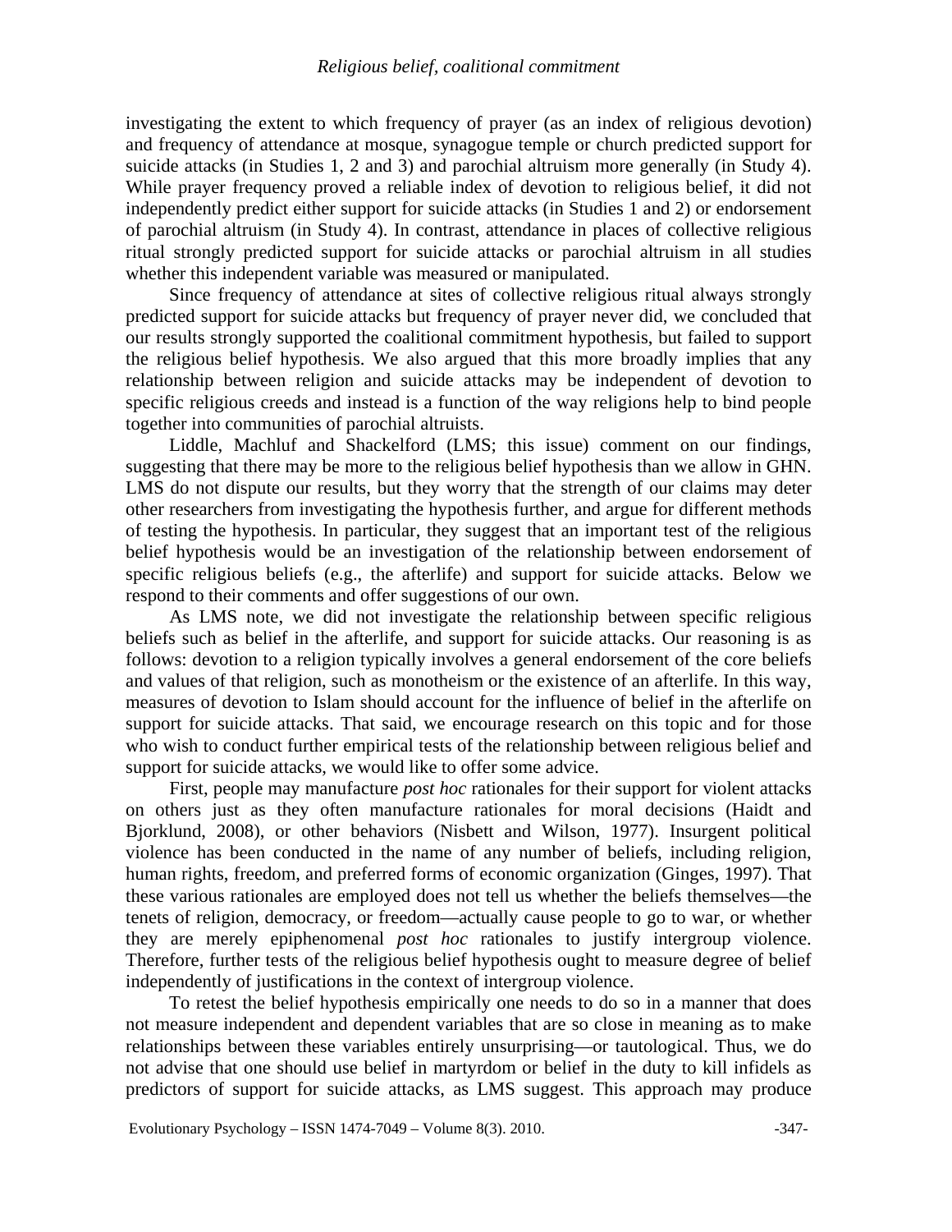investigating the extent to which frequency of prayer (as an index of religious devotion) and frequency of attendance at mosque, synagogue temple or church predicted support for suicide attacks (in Studies 1, 2 and 3) and parochial altruism more generally (in Study 4). While prayer frequency proved a reliable index of devotion to religious belief, it did not independently predict either support for suicide attacks (in Studies 1 and 2) or endorsement of parochial altruism (in Study 4). In contrast, attendance in places of collective religious ritual strongly predicted support for suicide attacks or parochial altruism in all studies whether this independent variable was measured or manipulated.

Since frequency of attendance at sites of collective religious ritual always strongly predicted support for suicide attacks but frequency of prayer never did, we concluded that our results strongly supported the coalitional commitment hypothesis, but failed to support the religious belief hypothesis. We also argued that this more broadly implies that any relationship between religion and suicide attacks may be independent of devotion to specific religious creeds and instead is a function of the way religions help to bind people together into communities of parochial altruists.

Liddle, Machluf and Shackelford (LMS; this issue) comment on our findings, suggesting that there may be more to the religious belief hypothesis than we allow in GHN. LMS do not dispute our results, but they worry that the strength of our claims may deter other researchers from investigating the hypothesis further, and argue for different methods of testing the hypothesis. In particular, they suggest that an important test of the religious belief hypothesis would be an investigation of the relationship between endorsement of specific religious beliefs (e.g., the afterlife) and support for suicide attacks. Below we respond to their comments and offer suggestions of our own.

As LMS note, we did not investigate the relationship between specific religious beliefs such as belief in the afterlife, and support for suicide attacks. Our reasoning is as follows: devotion to a religion typically involves a general endorsement of the core beliefs and values of that religion, such as monotheism or the existence of an afterlife. In this way, measures of devotion to Islam should account for the influence of belief in the afterlife on support for suicide attacks. That said, we encourage research on this topic and for those who wish to conduct further empirical tests of the relationship between religious belief and support for suicide attacks, we would like to offer some advice.

First, people may manufacture *post hoc* rationales for their support for violent attacks on others just as they often manufacture rationales for moral decisions (Haidt and Bjorklund, 2008), or other behaviors (Nisbett and Wilson, 1977). Insurgent political violence has been conducted in the name of any number of beliefs, including religion, human rights, freedom, and preferred forms of economic organization (Ginges, 1997). That these various rationales are employed does not tell us whether the beliefs themselves—the tenets of religion, democracy, or freedom—actually cause people to go to war, or whether they are merely epiphenomenal *post hoc* rationales to justify intergroup violence. Therefore, further tests of the religious belief hypothesis ought to measure degree of belief independently of justifications in the context of intergroup violence.

To retest the belief hypothesis empirically one needs to do so in a manner that does not measure independent and dependent variables that are so close in meaning as to make relationships between these variables entirely unsurprising—or tautological. Thus, we do not advise that one should use belief in martyrdom or belief in the duty to kill infidels as predictors of support for suicide attacks, as LMS suggest. This approach may produce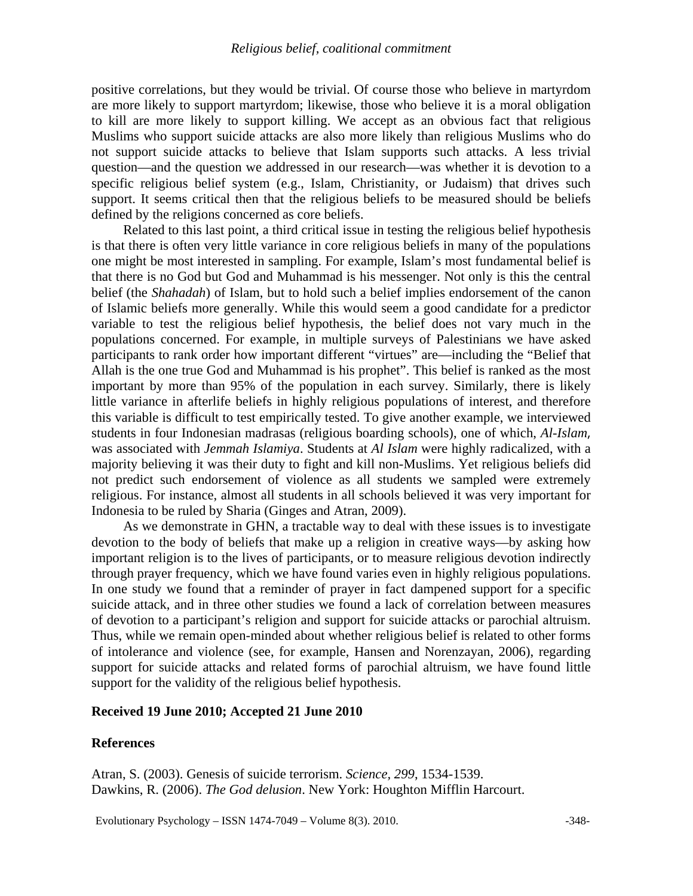positive correlations, but they would be trivial. Of course those who believe in martyrdom are more likely to support martyrdom; likewise, those who believe it is a moral obligation to kill are more likely to support killing. We accept as an obvious fact that religious Muslims who support suicide attacks are also more likely than religious Muslims who do not support suicide attacks to believe that Islam supports such attacks. A less trivial question—and the question we addressed in our research—was whether it is devotion to a specific religious belief system (e.g., Islam, Christianity, or Judaism) that drives such support. It seems critical then that the religious beliefs to be measured should be beliefs defined by the religions concerned as core beliefs.

Related to this last point, a third critical issue in testing the religious belief hypothesis is that there is often very little variance in core religious beliefs in many of the populations one might be most interested in sampling. For example, Islam's most fundamental belief is that there is no God but God and Muhammad is his messenger. Not only is this the central belief (the *Shahadah*) of Islam, but to hold such a belief implies endorsement of the canon of Islamic beliefs more generally. While this would seem a good candidate for a predictor variable to test the religious belief hypothesis, the belief does not vary much in the populations concerned. For example, in multiple surveys of Palestinians we have asked participants to rank order how important different "virtues" are—including the "Belief that Allah is the one true God and Muhammad is his prophet". This belief is ranked as the most important by more than 95% of the population in each survey. Similarly, there is likely little variance in afterlife beliefs in highly religious populations of interest, and therefore this variable is difficult to test empirically tested. To give another example, we interviewed students in four Indonesian madrasas (religious boarding schools), one of which, *Al-Islam,* was associated with *Jemmah Islamiya*. Students at *Al Islam* were highly radicalized, with a majority believing it was their duty to fight and kill non-Muslims. Yet religious beliefs did not predict such endorsement of violence as all students we sampled were extremely religious. For instance, almost all students in all schools believed it was very important for Indonesia to be ruled by Sharia (Ginges and Atran, 2009).

As we demonstrate in GHN, a tractable way to deal with these issues is to investigate devotion to the body of beliefs that make up a religion in creative ways—by asking how important religion is to the lives of participants, or to measure religious devotion indirectly through prayer frequency, which we have found varies even in highly religious populations. In one study we found that a reminder of prayer in fact dampened support for a specific suicide attack, and in three other studies we found a lack of correlation between measures of devotion to a participant's religion and support for suicide attacks or parochial altruism. Thus, while we remain open-minded about whether religious belief is related to other forms of intolerance and violence (see, for example, Hansen and Norenzayan, 2006), regarding support for suicide attacks and related forms of parochial altruism, we have found little support for the validity of the religious belief hypothesis.

**Received 19 June 2010; Accepted 21 June 2010**

## References

Atran, S. (2003). Genesis of suicide terrorism. *Science, 299*, 1534-1539.
Dawkins, R. (2006). *The God delusion*. New York: Houghton Mifflin Harcourt.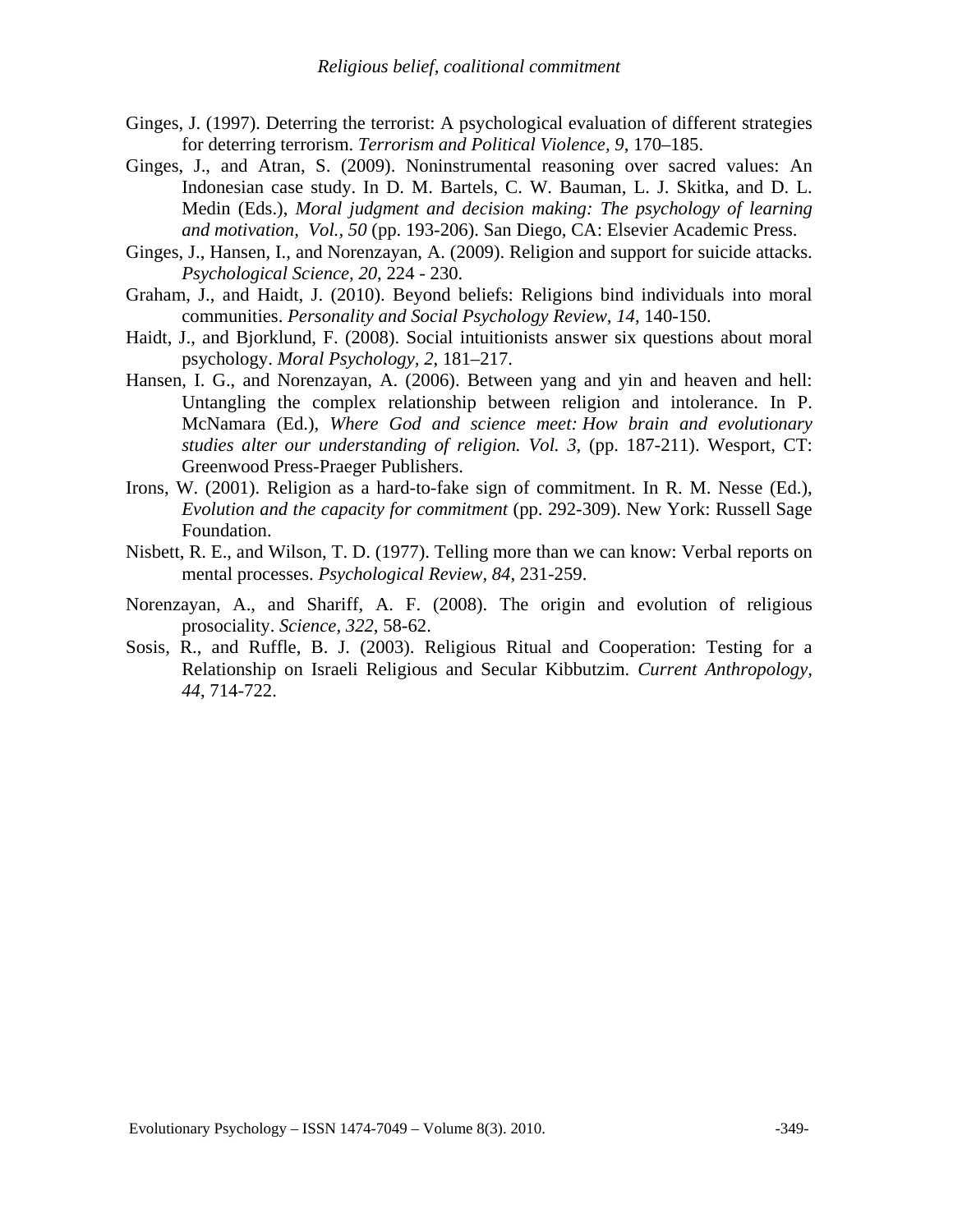Ginges, J. (1997). Deterring the terrorist: A psychological evaluation of different strategies for deterring terrorism. *Terrorism and Political Violence, 9*, 170–185.

Ginges, J., and Atran, S. (2009). Noninstrumental reasoning over sacred values: An Indonesian case study. In D. M. Bartels, C. W. Bauman, L. J. Skitka, and D. L. Medin (Eds.), *Moral judgment and decision making: The psychology of learning and motivation, Vol., 50* (pp. 193-206). San Diego, CA: Elsevier Academic Press.

Ginges, J., Hansen, I., and Norenzayan, A. (2009). Religion and support for suicide attacks. *Psychological Science, 20*, 224 - 230.

Graham, J., and Haidt, J. (2010). Beyond beliefs: Religions bind individuals into moral communities. *Personality and Social Psychology Review, 14*, 140-150.

Haidt, J., and Bjorklund, F. (2008). Social intuitionists answer six questions about moral psychology. *Moral Psychology, 2*, 181–217.

Hansen, I. G., and Norenzayan, A. (2006). Between yang and yin and heaven and hell: Untangling the complex relationship between religion and intolerance. In P. McNamara (Ed.), *Where God and science meet: How brain and evolutionary studies alter our understanding of religion. Vol. 3*, (pp. 187-211). Wesport, CT: Greenwood Press-Praeger Publishers.

Irons, W. (2001). Religion as a hard-to-fake sign of commitment. In R. M. Nesse (Ed.), *Evolution and the capacity for commitment* (pp. 292-309). New York: Russell Sage Foundation.

Nisbett, R. E., and Wilson, T. D. (1977). Telling more than we can know: Verbal reports on mental processes. *Psychological Review, 84*, 231-259.

Norenzayan, A., and Shariff, A. F. (2008). The origin and evolution of religious prosociality. *Science, 322*, 58-62.

Sosis, R., and Ruffle, B. J. (2003). Religious Ritual and Cooperation: Testing for a Relationship on Israeli Religious and Secular Kibbutzim. *Current Anthropology, 44*, 714-722.